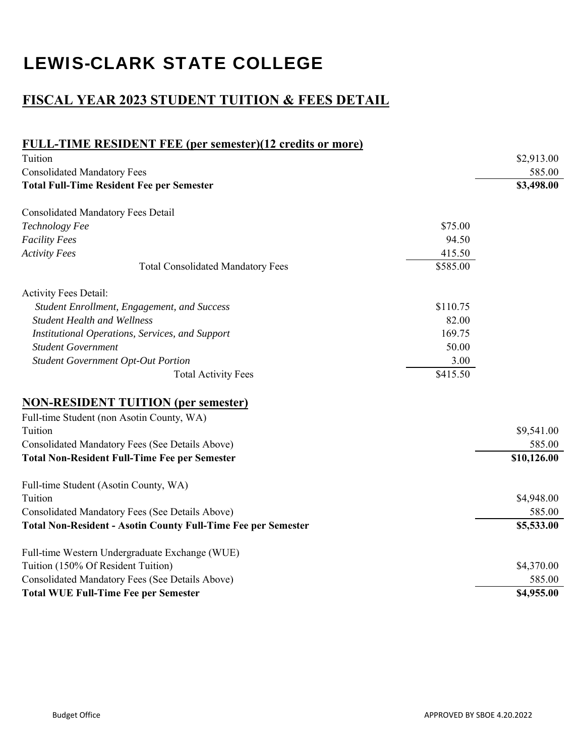# LEWIS-CLARK STATE COLLEGE

## FISCAL YEAR 2023 STUDENT TUITION & FEES DETAIL

### FULL-TIME RESIDENT FEE (per semester)(12 credits or more)

| | | |
|---|---|---|
| Tuition | | $2,913.00 |
| Consolidated Mandatory Fees | | 585.00 |
| **Total Full-Time Resident Fee per Semester** | | **$3,498.00** |
| | | |
| Consolidated Mandatory Fees Detail | | |
| *Technology Fee* | $75.00 | |
| *Facility Fees* | 94.50 | |
| *Activity Fees* | 415.50 | |
| Total Consolidated Mandatory Fees | $585.00 | |
| | | |
| Activity Fees Detail: | | |
| *Student Enrollment, Engagement, and Success* | $110.75 | |
| *Student Health and Wellness* | 82.00 | |
| *Institutional Operations, Services, and Support* | 169.75 | |
| *Student Government* | 50.00 | |
| *Student Government Opt-Out Portion* | 3.00 | |
| Total Activity Fees | $415.50 | |

### NON-RESIDENT TUITION (per semester)

| | |
|---|---|
| Full-time Student (non Asotin County, WA) | |
| Tuition | $9,541.00 |
| Consolidated Mandatory Fees (See Details Above) | 585.00 |
| **Total Non-Resident Full-Time Fee per Semester** | **$10,126.00** |
| | |
| Full-time Student (Asotin County, WA) | |
| Tuition | $4,948.00 |
| Consolidated Mandatory Fees (See Details Above) | 585.00 |
| **Total Non-Resident - Asotin County Full-Time Fee per Semester** | **$5,533.00** |
| | |
| Full-time Western Undergraduate Exchange (WUE) | |
| Tuition (150% Of Resident Tuition) | $4,370.00 |
| Consolidated Mandatory Fees (See Details Above) | 585.00 |
| **Total WUE Full-Time Fee per Semester** | **$4,955.00** |

Budget Office

APPROVED BY SBOE 4.20.2022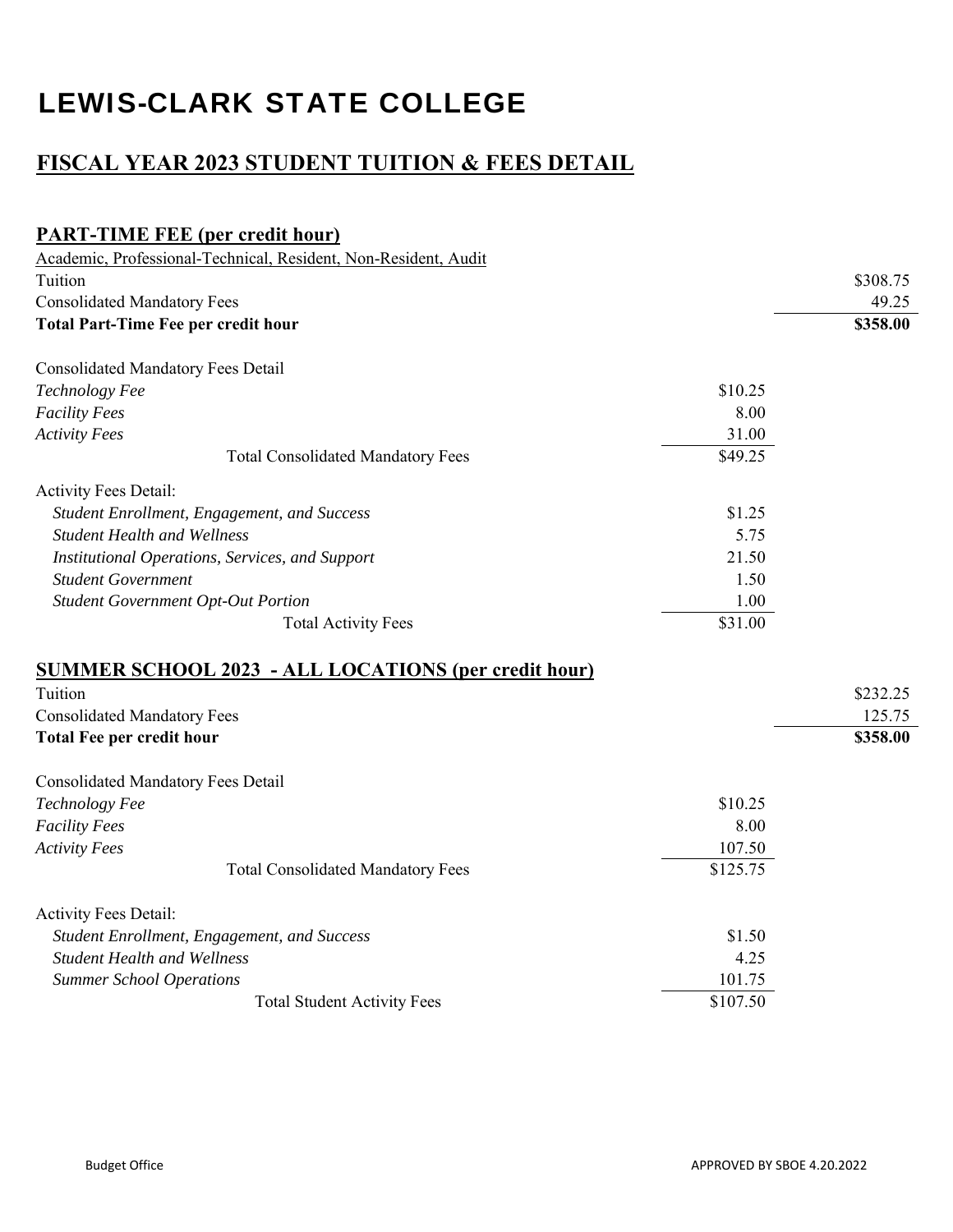# LEWIS-CLARK STATE COLLEGE

## FISCAL YEAR 2023 STUDENT TUITION & FEES DETAIL

### PART-TIME FEE (per credit hour)

Academic, Professional-Technical, Resident, Non-Resident, Audit

| | | |
|---|---|---|
| Tuition | | $308.75 |
| Consolidated Mandatory Fees | | 49.25 |
| **Total Part-Time Fee per credit hour** | | **$358.00** |

Consolidated Mandatory Fees Detail

| | |
|---|---|
| *Technology Fee* | $10.25 |
| *Facility Fees* | 8.00 |
| *Activity Fees* | 31.00 |
| Total Consolidated Mandatory Fees | $49.25 |

Activity Fees Detail:

| | |
|---|---|
| *Student Enrollment, Engagement, and Success* | $1.25 |
| *Student Health and Wellness* | 5.75 |
| *Institutional Operations, Services, and Support* | 21.50 |
| *Student Government* | 1.50 |
| *Student Government Opt-Out Portion* | 1.00 |
| Total Activity Fees | $31.00 |

### SUMMER SCHOOL 2023 - ALL LOCATIONS (per credit hour)

| | | |
|---|---|---|
| Tuition | | $232.25 |
| Consolidated Mandatory Fees | | 125.75 |
| **Total Fee per credit hour** | | **$358.00** |

Consolidated Mandatory Fees Detail

| | |
|---|---|
| *Technology Fee* | $10.25 |
| *Facility Fees* | 8.00 |
| *Activity Fees* | 107.50 |
| Total Consolidated Mandatory Fees | $125.75 |

Activity Fees Detail:

| | |
|---|---|
| *Student Enrollment, Engagement, and Success* | $1.50 |
| *Student Health and Wellness* | 4.25 |
| *Summer School Operations* | 101.75 |
| Total Student Activity Fees | $107.50 |

Budget Office

APPROVED BY SBOE 4.20.2022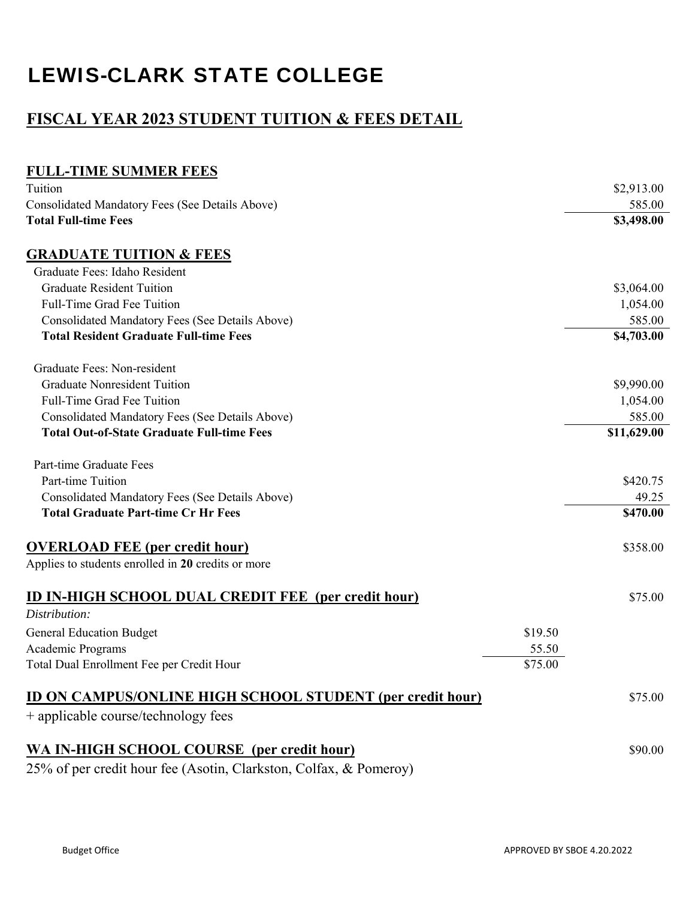# LEWIS-CLARK STATE COLLEGE

## FISCAL YEAR 2023 STUDENT TUITION & FEES DETAIL

### FULL-TIME SUMMER FEES

| | |
|---|---|
| Tuition | $2,913.00 |
| Consolidated Mandatory Fees (See Details Above) | 585.00 |
| **Total Full-time Fees** | **$3,498.00** |

### GRADUATE TUITION & FEES

| | |
|---|---|
| Graduate Fees: Idaho Resident | |
| Graduate Resident Tuition | $3,064.00 |
| Full-Time Grad Fee Tuition | 1,054.00 |
| Consolidated Mandatory Fees (See Details Above) | 585.00 |
| **Total Resident Graduate Full-time Fees** | **$4,703.00** |
| | |
| Graduate Fees: Non-resident | |
| Graduate Nonresident Tuition | $9,990.00 |
| Full-Time Grad Fee Tuition | 1,054.00 |
| Consolidated Mandatory Fees (See Details Above) | 585.00 |
| **Total Out-of-State Graduate Full-time Fees** | **$11,629.00** |
| | |
| Part-time Graduate Fees | |
| Part-time Tuition | $420.75 |
| Consolidated Mandatory Fees (See Details Above) | 49.25 |
| **Total Graduate Part-time Cr Hr Fees** | **$470.00** |

### OVERLOAD FEE (per credit hour) — $358.00

Applies to students enrolled in **20** credits or more

### ID IN-HIGH SCHOOL DUAL CREDIT FEE (per credit hour) — $75.00

*Distribution:*

| | |
|---|---|
| General Education Budget | $19.50 |
| Academic Programs | 55.50 |
| Total Dual Enrollment Fee per Credit Hour | $75.00 |

### ID ON CAMPUS/ONLINE HIGH SCHOOL STUDENT (per credit hour) — $75.00

+ applicable course/technology fees

### WA IN-HIGH SCHOOL COURSE (per credit hour) — $90.00

25% of per credit hour fee (Asotin, Clarkston, Colfax, & Pomeroy)

Budget Office

APPROVED BY SBOE 4.20.2022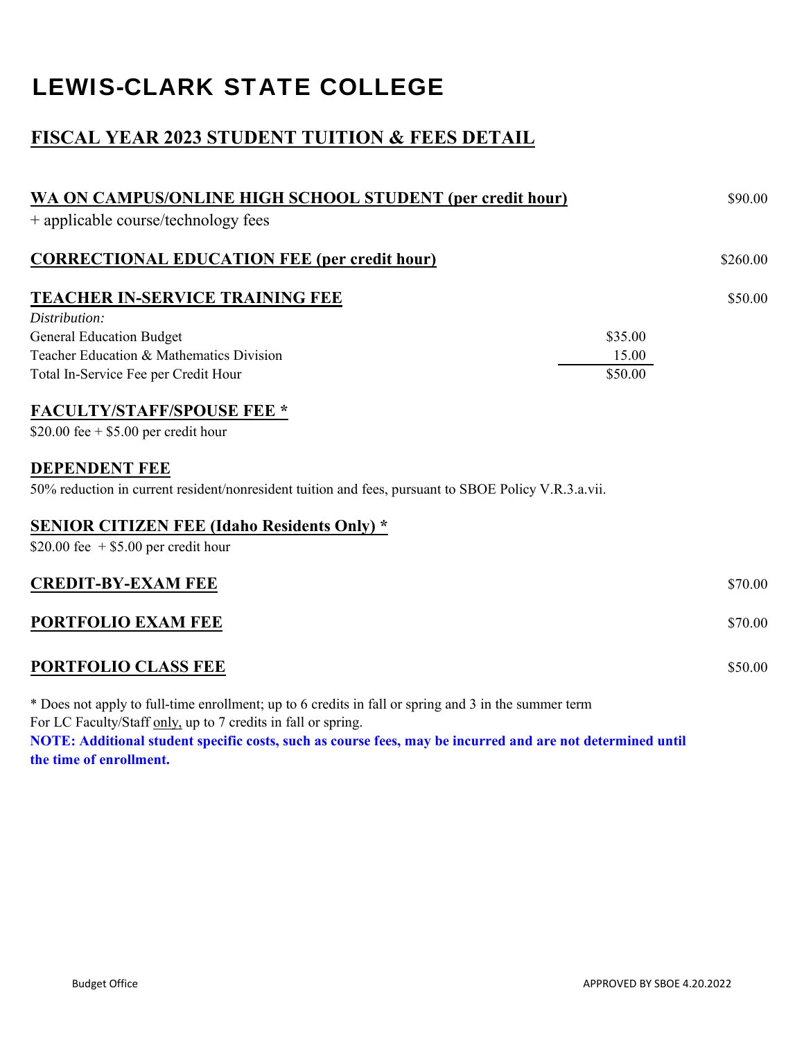# LEWIS-CLARK STATE COLLEGE

## FISCAL YEAR 2023 STUDENT TUITION & FEES DETAIL

| | | |
|---|---|---|
| **WA ON CAMPUS/ONLINE HIGH SCHOOL STUDENT (per credit hour)** | | $90.00 |
| + applicable course/technology fees | | |
| **CORRECTIONAL EDUCATION FEE (per credit hour)** | | $260.00 |
| **TEACHER IN-SERVICE TRAINING FEE** | | $50.00 |
| *Distribution:* | | |
| General Education Budget | $35.00 | |
| Teacher Education & Mathematics Division | 15.00 | |
| Total In-Service Fee per Credit Hour | $50.00 | |

**FACULTY/STAFF/SPOUSE FEE ***

$20.00 fee + $5.00 per credit hour

**DEPENDENT FEE**

50% reduction in current resident/nonresident tuition and fees, pursuant to SBOE Policy V.R.3.a.vii.

**SENIOR CITIZEN FEE (Idaho Residents Only) ***

$20.00 fee + $5.00 per credit hour

| | |
|---|---|
| **CREDIT-BY-EXAM FEE** | $70.00 |
| **PORTFOLIO EXAM FEE** | $70.00 |
| **PORTFOLIO CLASS FEE** | $50.00 |

* Does not apply to full-time enrollment; up to 6 credits in fall or spring and 3 in the summer term
For LC Faculty/Staff only, up to 7 credits in fall or spring.

**NOTE: Additional student specific costs, such as course fees, may be incurred and are not determined until the time of enrollment.**

Budget Office APPROVED BY SBOE 4.20.2022